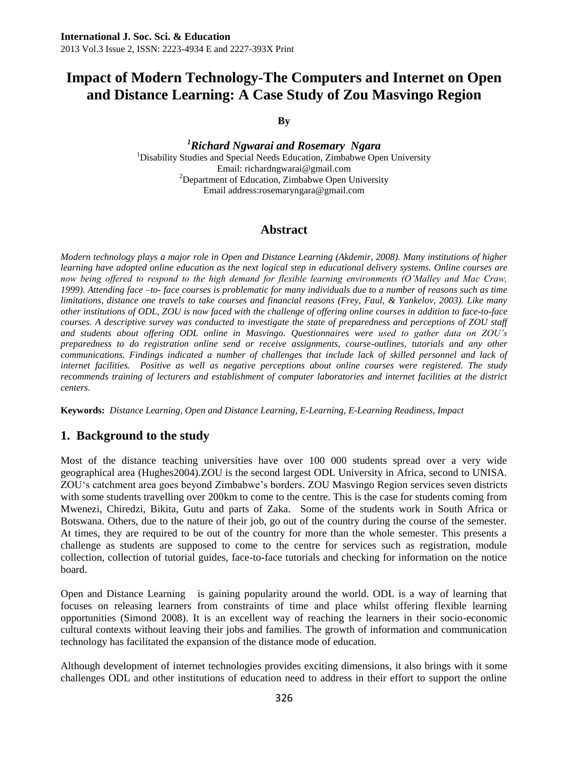# Impact of Modern Technology-The Computers and Internet on Open and Distance Learning: A Case Study of Zou Masvingo Region

**By**

***[1]Richard Ngwarai and Rosemary Ngara***

[1]Disability Studies and Special Needs Education, Zimbabwe Open University
Email: richardngwarai@gmail.com
[2]Department of Education, Zimbabwe Open University
Email address:rosemaryngara@gmail.com

## Abstract

*Modern technology plays a major role in Open and Distance Learning (Akdemir, 2008). Many institutions of higher learning have adopted online education as the next logical step in educational delivery systems. Online courses are now being offered to respond to the high demand for flexible learning environments (O'Malley and Mac Craw, 1999). Attending face –to- face courses is problematic for many individuals due to a number of reasons such as time limitations, distance one travels to take courses and financial reasons (Frey, Faul, & Yankelov, 2003). Like many other institutions of ODL, ZOU is now faced with the challenge of offering online courses in addition to face-to-face courses. A descriptive survey was conducted to investigate the state of preparedness and perceptions of ZOU staff and students about offering ODL online in Masvingo. Questionnaires were used to gather data on ZOU's preparedness to do registration online send or receive assignments, course-outlines, tutorials and any other communications. Findings indicated a number of challenges that include lack of skilled personnel and lack of internet facilities. Positive as well as negative perceptions about online courses were registered. The study recommends training of lecturers and establishment of computer laboratories and internet facilities at the district centers.*

**Keywords:** *Distance Learning, Open and Distance Learning, E-Learning, E-Learning Readiness, Impact*

## 1. Background to the study

Most of the distance teaching universities have over 100 000 students spread over a very wide geographical area (Hughes2004).ZOU is the second largest ODL University in Africa, second to UNISA. ZOU's catchment area goes beyond Zimbabwe's borders. ZOU Masvingo Region services seven districts with some students travelling over 200km to come to the centre. This is the case for students coming from Mwenezi, Chiredzi, Bikita, Gutu and parts of Zaka. Some of the students work in South Africa or Botswana. Others, due to the nature of their job, go out of the country during the course of the semester. At times, they are required to be out of the country for more than the whole semester. This presents a challenge as students are supposed to come to the centre for services such as registration, module collection, collection of tutorial guides, face-to-face tutorials and checking for information on the notice board.

Open and Distance Learning is gaining popularity around the world. ODL is a way of learning that focuses on releasing learners from constraints of time and place whilst offering flexible learning opportunities (Simond 2008). It is an excellent way of reaching the learners in their socio-economic cultural contexts without leaving their jobs and families. The growth of information and communication technology has facilitated the expansion of the distance mode of education.

Although development of internet technologies provides exciting dimensions, it also brings with it some challenges ODL and other institutions of education need to address in their effort to support the online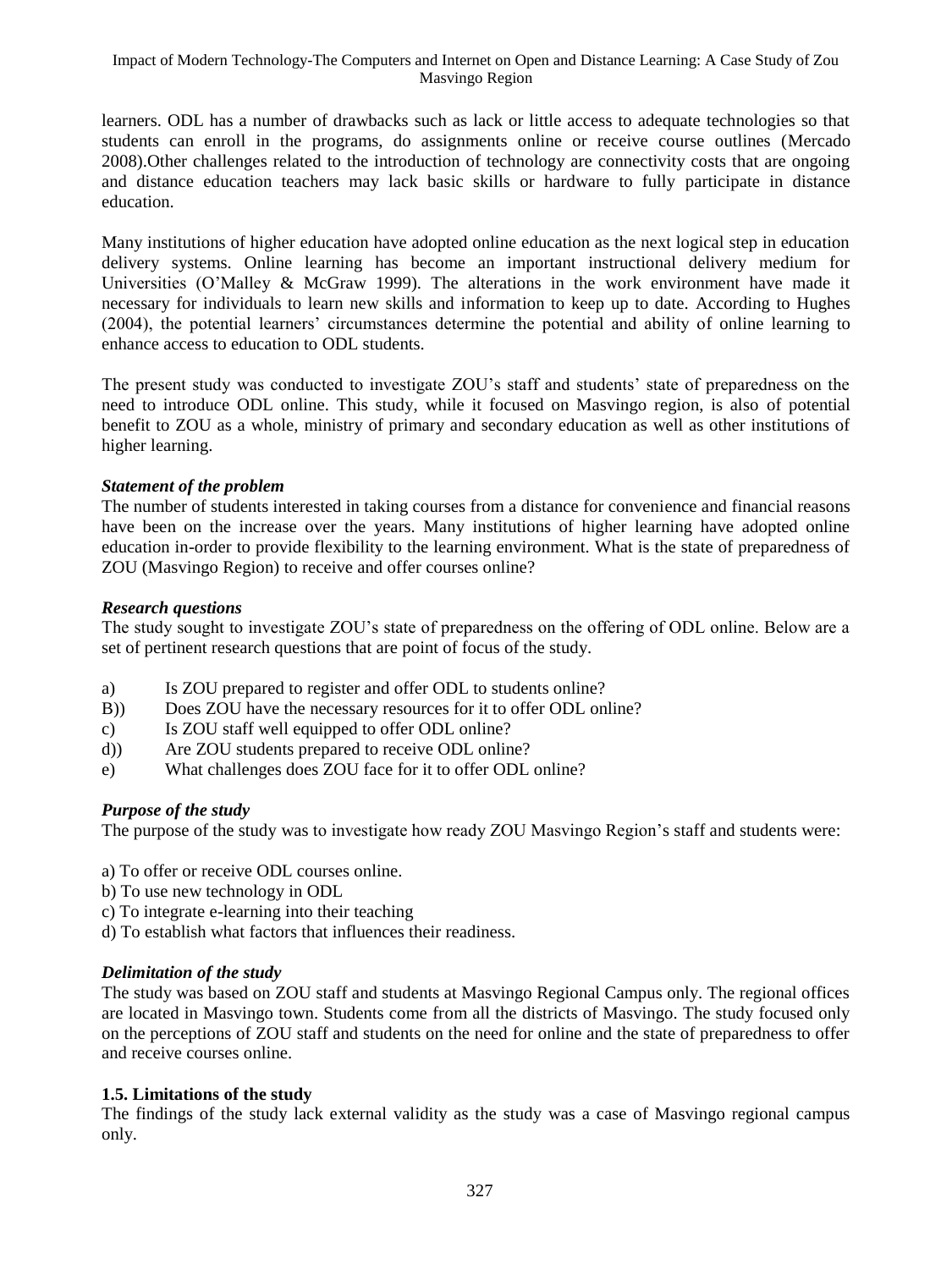learners. ODL has a number of drawbacks such as lack or little access to adequate technologies so that students can enroll in the programs, do assignments online or receive course outlines (Mercado 2008).Other challenges related to the introduction of technology are connectivity costs that are ongoing and distance education teachers may lack basic skills or hardware to fully participate in distance education.

Many institutions of higher education have adopted online education as the next logical step in education delivery systems. Online learning has become an important instructional delivery medium for Universities (O'Malley & McGraw 1999). The alterations in the work environment have made it necessary for individuals to learn new skills and information to keep up to date. According to Hughes (2004), the potential learners' circumstances determine the potential and ability of online learning to enhance access to education to ODL students.

The present study was conducted to investigate ZOU's staff and students' state of preparedness on the need to introduce ODL online. This study, while it focused on Masvingo region, is also of potential benefit to ZOU as a whole, ministry of primary and secondary education as well as other institutions of higher learning.

### *Statement of the problem*

The number of students interested in taking courses from a distance for convenience and financial reasons have been on the increase over the years. Many institutions of higher learning have adopted online education in-order to provide flexibility to the learning environment. What is the state of preparedness of ZOU (Masvingo Region) to receive and offer courses online?

### *Research questions*

The study sought to investigate ZOU's state of preparedness on the offering of ODL online. Below are a set of pertinent research questions that are point of focus of the study.

a) Is ZOU prepared to register and offer ODL to students online?
B)) Does ZOU have the necessary resources for it to offer ODL online?
c) Is ZOU staff well equipped to offer ODL online?
d)) Are ZOU students prepared to receive ODL online?
e) What challenges does ZOU face for it to offer ODL online?

### *Purpose of the study*

The purpose of the study was to investigate how ready ZOU Masvingo Region's staff and students were:

a) To offer or receive ODL courses online.
b) To use new technology in ODL
c) To integrate e-learning into their teaching
d) To establish what factors that influences their readiness.

### *Delimitation of the study*

The study was based on ZOU staff and students at Masvingo Regional Campus only. The regional offices are located in Masvingo town. Students come from all the districts of Masvingo. The study focused only on the perceptions of ZOU staff and students on the need for online and the state of preparedness to offer and receive courses online.

### **1.5. Limitations of the study**

The findings of the study lack external validity as the study was a case of Masvingo regional campus only.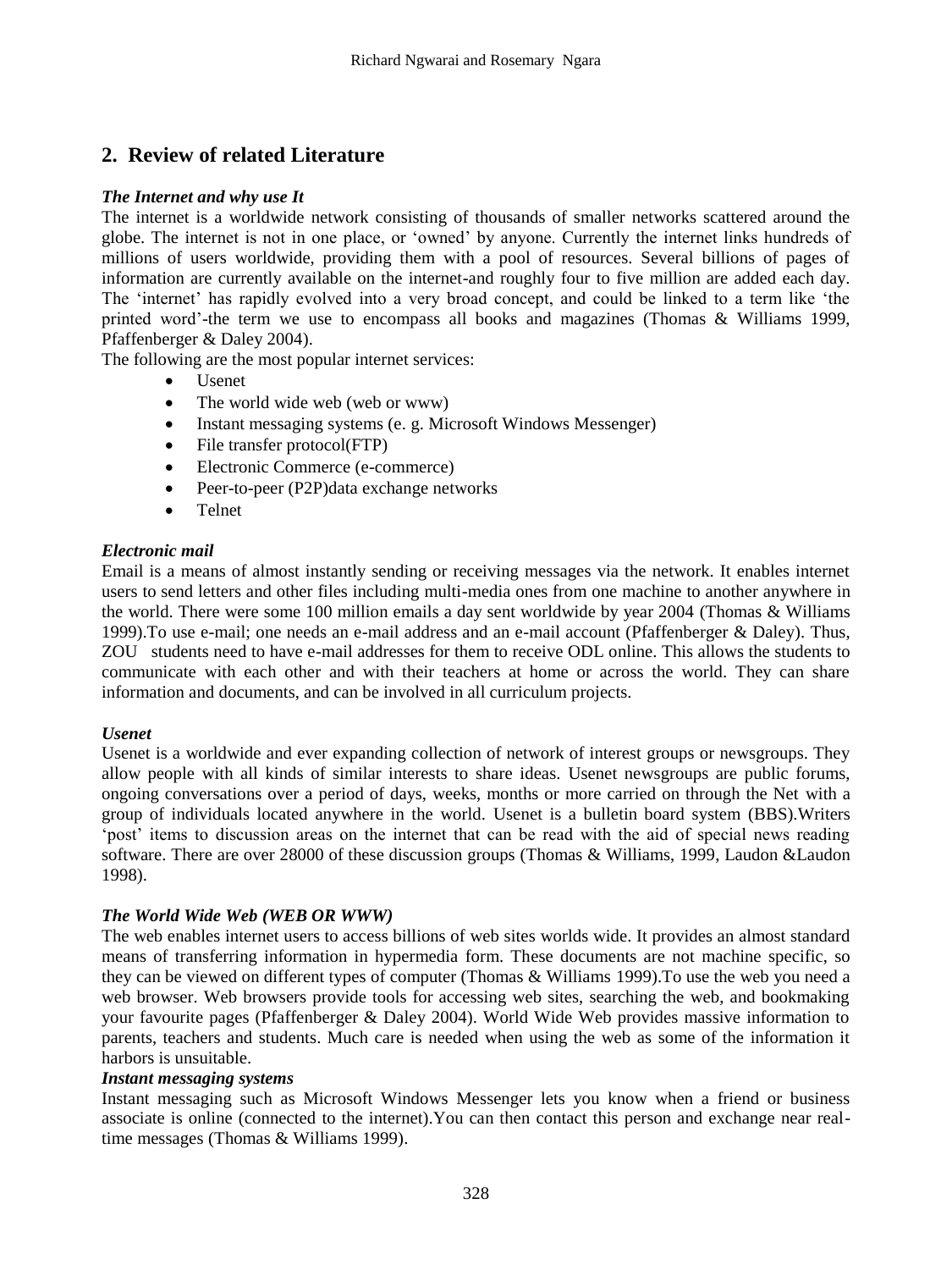## 2. Review of related Literature

***The Internet and why use It***

The internet is a worldwide network consisting of thousands of smaller networks scattered around the globe. The internet is not in one place, or 'owned' by anyone. Currently the internet links hundreds of millions of users worldwide, providing them with a pool of resources. Several billions of pages of information are currently available on the internet-and roughly four to five million are added each day. The 'internet' has rapidly evolved into a very broad concept, and could be linked to a term like 'the printed word'-the term we use to encompass all books and magazines (Thomas & Williams 1999, Pfaffenberger & Daley 2004).

The following are the most popular internet services:

- Usenet
- The world wide web (web or www)
- Instant messaging systems (e. g. Microsoft Windows Messenger)
- File transfer protocol(FTP)
- Electronic Commerce (e-commerce)
- Peer-to-peer (P2P)data exchange networks
- Telnet

***Electronic mail***

Email is a means of almost instantly sending or receiving messages via the network. It enables internet users to send letters and other files including multi-media ones from one machine to another anywhere in the world. There were some 100 million emails a day sent worldwide by year 2004 (Thomas & Williams 1999).To use e-mail; one needs an e-mail address and an e-mail account (Pfaffenberger & Daley). Thus, ZOU students need to have e-mail addresses for them to receive ODL online. This allows the students to communicate with each other and with their teachers at home or across the world. They can share information and documents, and can be involved in all curriculum projects.

***Usenet***

Usenet is a worldwide and ever expanding collection of network of interest groups or newsgroups. They allow people with all kinds of similar interests to share ideas. Usenet newsgroups are public forums, ongoing conversations over a period of days, weeks, months or more carried on through the Net with a group of individuals located anywhere in the world. Usenet is a bulletin board system (BBS).Writers 'post' items to discussion areas on the internet that can be read with the aid of special news reading software. There are over 28000 of these discussion groups (Thomas & Williams, 1999, Laudon &Laudon 1998).

***The World Wide Web (WEB OR WWW)***

The web enables internet users to access billions of web sites worlds wide. It provides an almost standard means of transferring information in hypermedia form. These documents are not machine specific, so they can be viewed on different types of computer (Thomas & Williams 1999).To use the web you need a web browser. Web browsers provide tools for accessing web sites, searching the web, and bookmaking your favourite pages (Pfaffenberger & Daley 2004). World Wide Web provides massive information to parents, teachers and students. Much care is needed when using the web as some of the information it harbors is unsuitable.

***Instant messaging systems***

Instant messaging such as Microsoft Windows Messenger lets you know when a friend or business associate is online (connected to the internet).You can then contact this person and exchange near real-time messages (Thomas & Williams 1999).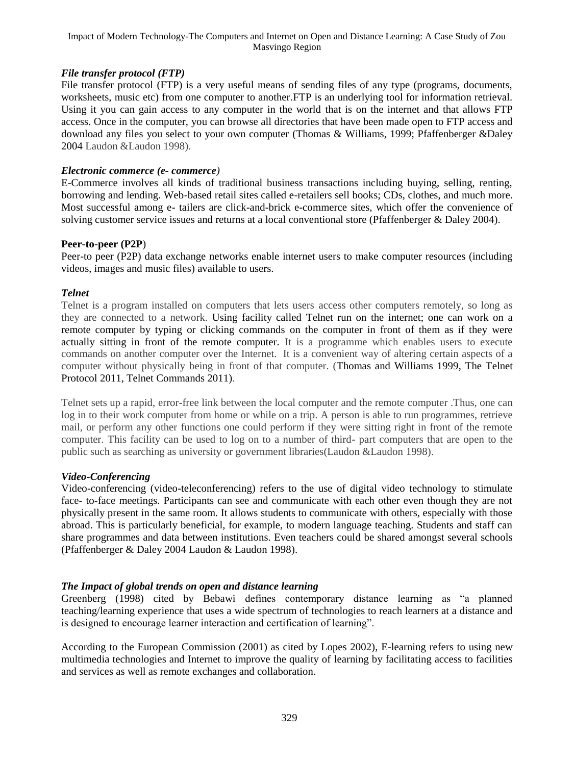### *File transfer protocol (FTP)*

File transfer protocol (FTP) is a very useful means of sending files of any type (programs, documents, worksheets, music etc) from one computer to another.FTP is an underlying tool for information retrieval. Using it you can gain access to any computer in the world that is on the internet and that allows FTP access. Once in the computer, you can browse all directories that have been made open to FTP access and download any files you select to your own computer (Thomas & Williams, 1999; Pfaffenberger &Daley 2004 Laudon &Laudon 1998).

### *Electronic commerce (e- commerce)*

E-Commerce involves all kinds of traditional business transactions including buying, selling, renting, borrowing and lending. Web-based retail sites called e-retailers sell books; CDs, clothes, and much more. Most successful among e- tailers are click-and-brick e-commerce sites, which offer the convenience of solving customer service issues and returns at a local conventional store (Pfaffenberger & Daley 2004).

### **Peer-to-peer (P2P)**

Peer-to peer (P2P) data exchange networks enable internet users to make computer resources (including videos, images and music files) available to users.

### *Telnet*

Telnet is a program installed on computers that lets users access other computers remotely, so long as they are connected to a network. Using facility called Telnet run on the internet; one can work on a remote computer by typing or clicking commands on the computer in front of them as if they were actually sitting in front of the remote computer. It is a programme which enables users to execute commands on another computer over the Internet. It is a convenient way of altering certain aspects of a computer without physically being in front of that computer. (Thomas and Williams 1999, The Telnet Protocol 2011, Telnet Commands 2011).

Telnet sets up a rapid, error-free link between the local computer and the remote computer .Thus, one can log in to their work computer from home or while on a trip. A person is able to run programmes, retrieve mail, or perform any other functions one could perform if they were sitting right in front of the remote computer. This facility can be used to log on to a number of third- part computers that are open to the public such as searching as university or government libraries(Laudon &Laudon 1998).

### *Video-Conferencing*

Video-conferencing (video-teleconferencing) refers to the use of digital video technology to stimulate face- to-face meetings. Participants can see and communicate with each other even though they are not physically present in the same room. It allows students to communicate with others, especially with those abroad. This is particularly beneficial, for example, to modern language teaching. Students and staff can share programmes and data between institutions. Even teachers could be shared amongst several schools (Pfaffenberger & Daley 2004 Laudon & Laudon 1998).

### *The Impact of global trends on open and distance learning*

Greenberg (1998) cited by Bebawi defines contemporary distance learning as "a planned teaching/learning experience that uses a wide spectrum of technologies to reach learners at a distance and is designed to encourage learner interaction and certification of learning".

According to the European Commission (2001) as cited by Lopes 2002), E-learning refers to using new multimedia technologies and Internet to improve the quality of learning by facilitating access to facilities and services as well as remote exchanges and collaboration.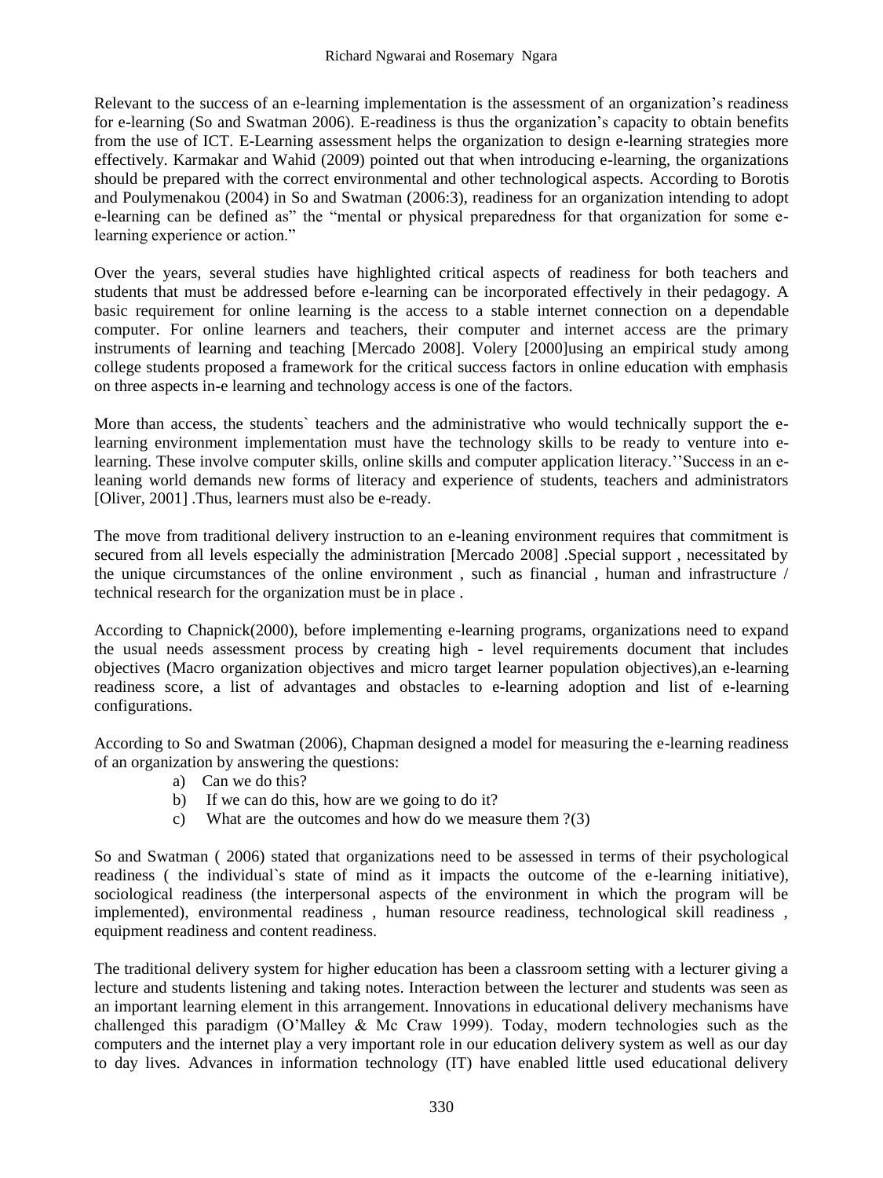Relevant to the success of an e-learning implementation is the assessment of an organization's readiness for e-learning (So and Swatman 2006). E-readiness is thus the organization's capacity to obtain benefits from the use of ICT. E-Learning assessment helps the organization to design e-learning strategies more effectively. Karmakar and Wahid (2009) pointed out that when introducing e-learning, the organizations should be prepared with the correct environmental and other technological aspects. According to Borotis and Poulymenakou (2004) in So and Swatman (2006:3), readiness for an organization intending to adopt e-learning can be defined as" the "mental or physical preparedness for that organization for some e-learning experience or action."

Over the years, several studies have highlighted critical aspects of readiness for both teachers and students that must be addressed before e-learning can be incorporated effectively in their pedagogy. A basic requirement for online learning is the access to a stable internet connection on a dependable computer. For online learners and teachers, their computer and internet access are the primary instruments of learning and teaching [Mercado 2008]. Volery [2000]using an empirical study among college students proposed a framework for the critical success factors in online education with emphasis on three aspects in-e learning and technology access is one of the factors.

More than access, the students` teachers and the administrative who would technically support the e-learning environment implementation must have the technology skills to be ready to venture into e-learning. These involve computer skills, online skills and computer application literacy.''Success in an e-leaning world demands new forms of literacy and experience of students, teachers and administrators [Oliver, 2001] .Thus, learners must also be e-ready.

The move from traditional delivery instruction to an e-leaning environment requires that commitment is secured from all levels especially the administration [Mercado 2008] .Special support , necessitated by the unique circumstances of the online environment , such as financial , human and infrastructure / technical research for the organization must be in place .

According to Chapnick(2000), before implementing e-learning programs, organizations need to expand the usual needs assessment process by creating high - level requirements document that includes objectives (Macro organization objectives and micro target learner population objectives),an e-learning readiness score, a list of advantages and obstacles to e-learning adoption and list of e-learning configurations.

According to So and Swatman (2006), Chapman designed a model for measuring the e-learning readiness of an organization by answering the questions:

a) Can we do this?
b) If we can do this, how are we going to do it?
c) What are the outcomes and how do we measure them ?(3)

So and Swatman ( 2006) stated that organizations need to be assessed in terms of their psychological readiness ( the individual`s state of mind as it impacts the outcome of the e-learning initiative), sociological readiness (the interpersonal aspects of the environment in which the program will be implemented), environmental readiness , human resource readiness, technological skill readiness , equipment readiness and content readiness.

The traditional delivery system for higher education has been a classroom setting with a lecturer giving a lecture and students listening and taking notes. Interaction between the lecturer and students was seen as an important learning element in this arrangement. Innovations in educational delivery mechanisms have challenged this paradigm (O'Malley & Mc Craw 1999). Today, modern technologies such as the computers and the internet play a very important role in our education delivery system as well as our day to day lives. Advances in information technology (IT) have enabled little used educational delivery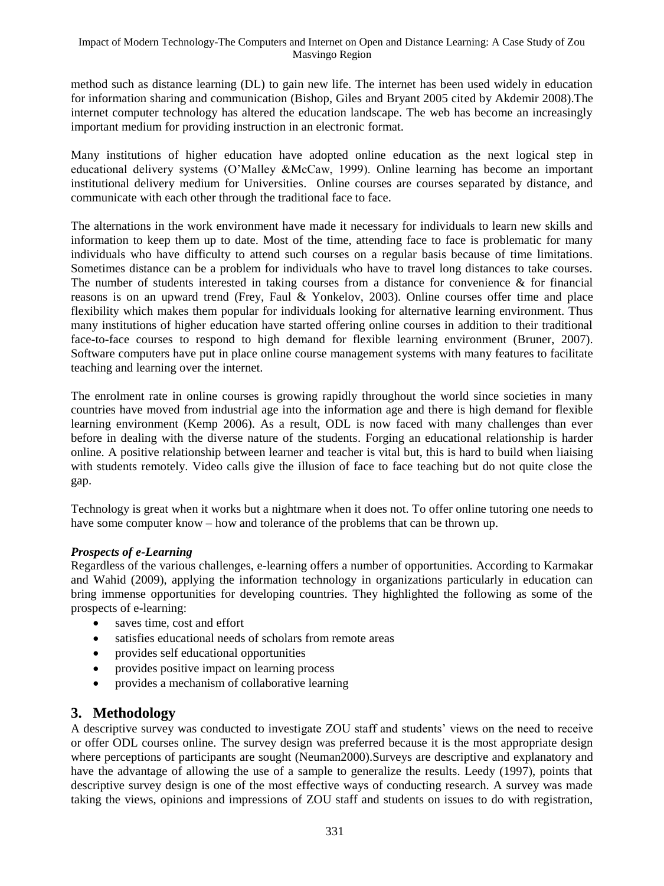method such as distance learning (DL) to gain new life. The internet has been used widely in education for information sharing and communication (Bishop, Giles and Bryant 2005 cited by Akdemir 2008).The internet computer technology has altered the education landscape. The web has become an increasingly important medium for providing instruction in an electronic format.

Many institutions of higher education have adopted online education as the next logical step in educational delivery systems (O'Malley &McCaw, 1999). Online learning has become an important institutional delivery medium for Universities. Online courses are courses separated by distance, and communicate with each other through the traditional face to face.

The alternations in the work environment have made it necessary for individuals to learn new skills and information to keep them up to date. Most of the time, attending face to face is problematic for many individuals who have difficulty to attend such courses on a regular basis because of time limitations. Sometimes distance can be a problem for individuals who have to travel long distances to take courses. The number of students interested in taking courses from a distance for convenience & for financial reasons is on an upward trend (Frey, Faul & Yonkelov, 2003). Online courses offer time and place flexibility which makes them popular for individuals looking for alternative learning environment. Thus many institutions of higher education have started offering online courses in addition to their traditional face-to-face courses to respond to high demand for flexible learning environment (Bruner, 2007). Software computers have put in place online course management systems with many features to facilitate teaching and learning over the internet.

The enrolment rate in online courses is growing rapidly throughout the world since societies in many countries have moved from industrial age into the information age and there is high demand for flexible learning environment (Kemp 2006). As a result, ODL is now faced with many challenges than ever before in dealing with the diverse nature of the students. Forging an educational relationship is harder online. A positive relationship between learner and teacher is vital but, this is hard to build when liaising with students remotely. Video calls give the illusion of face to face teaching but do not quite close the gap.

Technology is great when it works but a nightmare when it does not. To offer online tutoring one needs to have some computer know – how and tolerance of the problems that can be thrown up.

***Prospects of e-Learning***

Regardless of the various challenges, e-learning offers a number of opportunities. According to Karmakar and Wahid (2009), applying the information technology in organizations particularly in education can bring immense opportunities for developing countries. They highlighted the following as some of the prospects of e-learning:

- saves time, cost and effort
- satisfies educational needs of scholars from remote areas
- provides self educational opportunities
- provides positive impact on learning process
- provides a mechanism of collaborative learning

## 3. Methodology

A descriptive survey was conducted to investigate ZOU staff and students' views on the need to receive or offer ODL courses online. The survey design was preferred because it is the most appropriate design where perceptions of participants are sought (Neuman2000).Surveys are descriptive and explanatory and have the advantage of allowing the use of a sample to generalize the results. Leedy (1997), points that descriptive survey design is one of the most effective ways of conducting research. A survey was made taking the views, opinions and impressions of ZOU staff and students on issues to do with registration,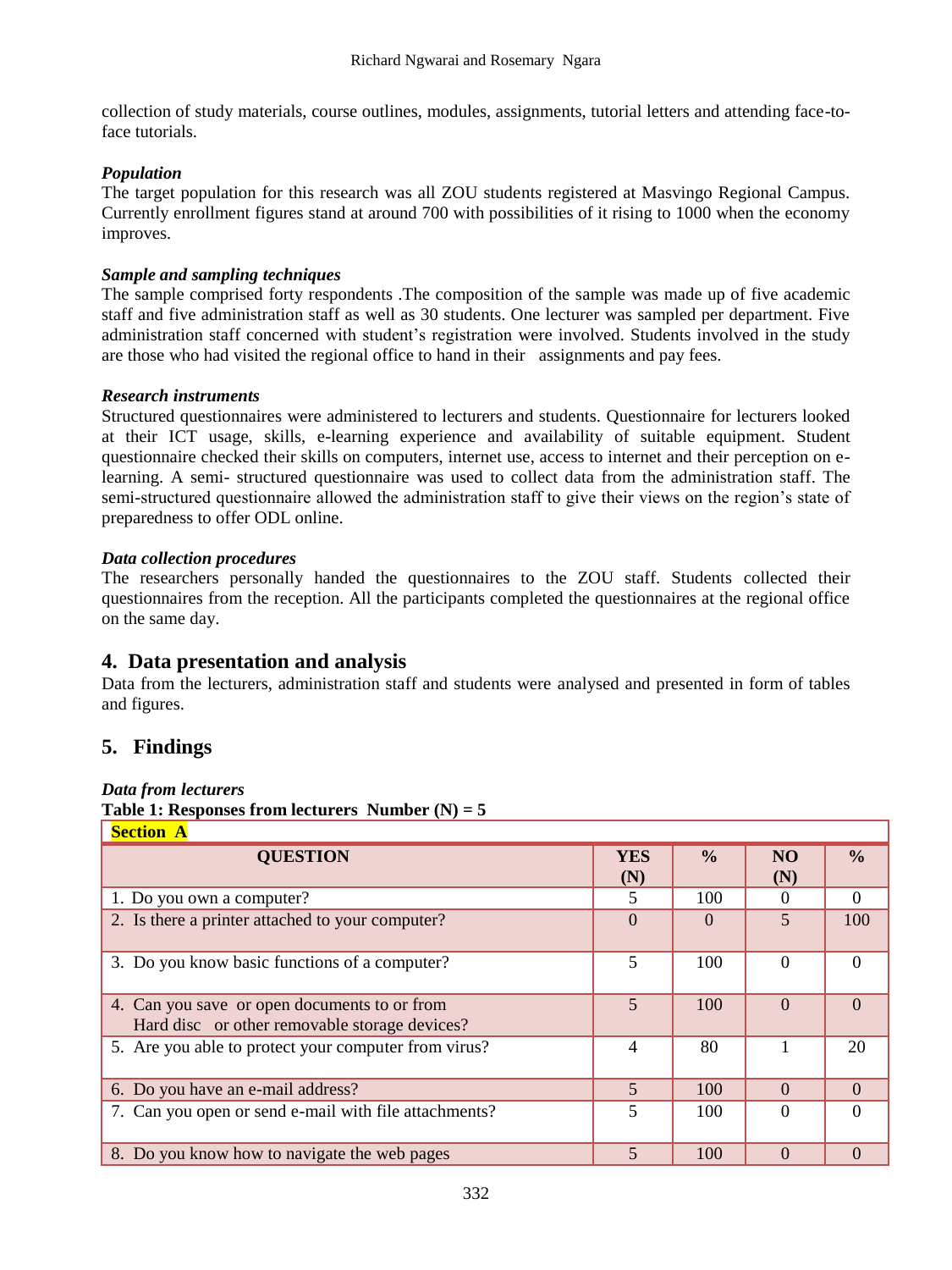collection of study materials, course outlines, modules, assignments, tutorial letters and attending face-to-face tutorials.

***Population***

The target population for this research was all ZOU students registered at Masvingo Regional Campus. Currently enrollment figures stand at around 700 with possibilities of it rising to 1000 when the economy improves.

***Sample and sampling techniques***

The sample comprised forty respondents .The composition of the sample was made up of five academic staff and five administration staff as well as 30 students. One lecturer was sampled per department. Five administration staff concerned with student's registration were involved. Students involved in the study are those who had visited the regional office to hand in their assignments and pay fees.

***Research instruments***

Structured questionnaires were administered to lecturers and students. Questionnaire for lecturers looked at their ICT usage, skills, e-learning experience and availability of suitable equipment. Student questionnaire checked their skills on computers, internet use, access to internet and their perception on e-learning. A semi- structured questionnaire was used to collect data from the administration staff. The semi-structured questionnaire allowed the administration staff to give their views on the region's state of preparedness to offer ODL online.

***Data collection procedures***

The researchers personally handed the questionnaires to the ZOU staff. Students collected their questionnaires from the reception. All the participants completed the questionnaires at the regional office on the same day.

## 4. Data presentation and analysis

Data from the lecturers, administration staff and students were analysed and presented in form of tables and figures.

## 5. Findings

***Data from lecturers***

**Table 1: Responses from lecturers Number (N) = 5**

| **Section A** | | | | |
|---|---|---|---|---|
| **QUESTION** | **YES (N)** | **%** | **NO (N)** | **%** |
| 1. Do you own a computer? | 5 | 100 | 0 | 0 |
| 2. Is there a printer attached to your computer? | 0 | 0 | 5 | 100 |
| 3. Do you know basic functions of a computer? | 5 | 100 | 0 | 0 |
| 4. Can you save or open documents to or from Hard disc or other removable storage devices? | 5 | 100 | 0 | 0 |
| 5. Are you able to protect your computer from virus? | 4 | 80 | 1 | 20 |
| 6. Do you have an e-mail address? | 5 | 100 | 0 | 0 |
| 7. Can you open or send e-mail with file attachments? | 5 | 100 | 0 | 0 |
| 8. Do you know how to navigate the web pages | 5 | 100 | 0 | 0 |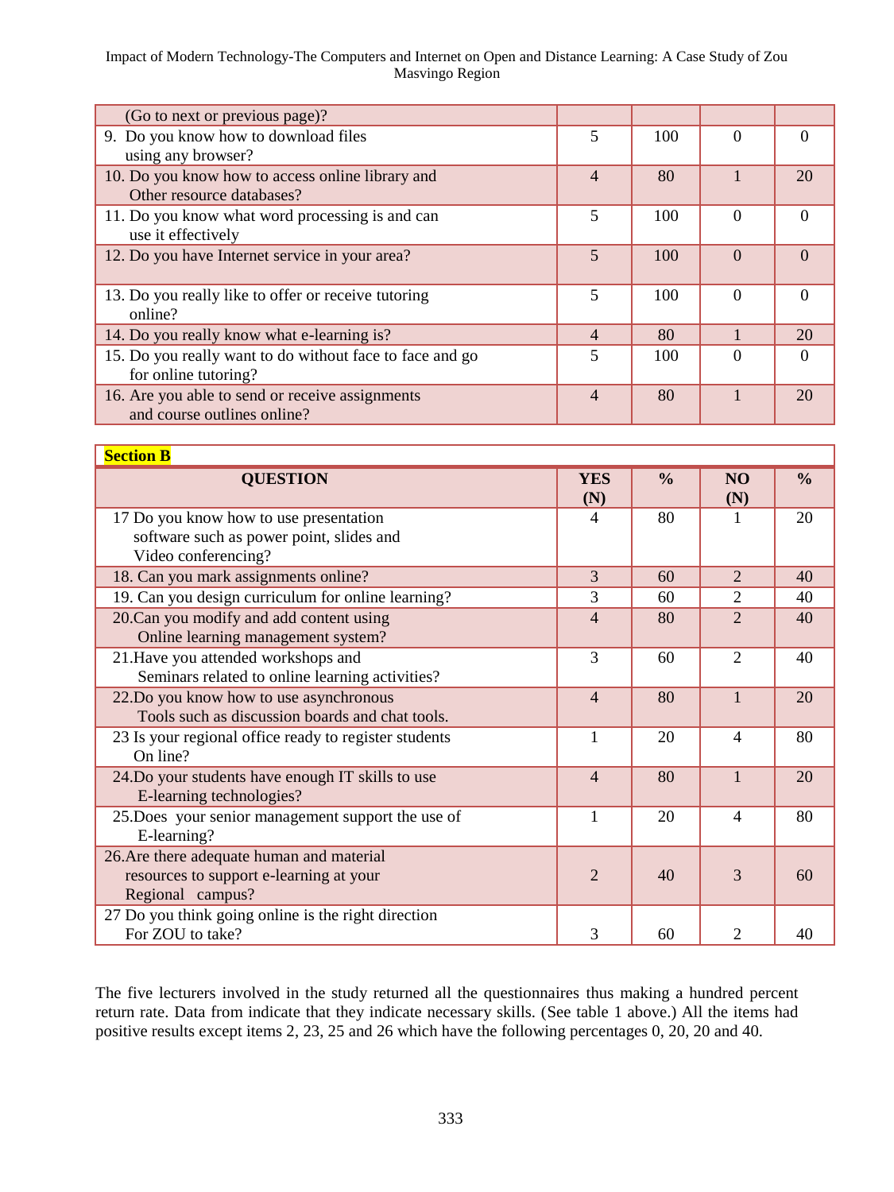| (Go to next or previous page)? | | | | |
|---|---|---|---|---|
| 9. Do you know how to download files using any browser? | 5 | 100 | 0 | 0 |
| 10. Do you know how to access online library and Other resource databases? | 4 | 80 | 1 | 20 |
| 11. Do you know what word processing is and can use it effectively | 5 | 100 | 0 | 0 |
| 12. Do you have Internet service in your area? | 5 | 100 | 0 | 0 |
| 13. Do you really like to offer or receive tutoring online? | 5 | 100 | 0 | 0 |
| 14. Do you really know what e-learning is? | 4 | 80 | 1 | 20 |
| 15. Do you really want to do without face to face and go for online tutoring? | 5 | 100 | 0 | 0 |
| 16. Are you able to send or receive assignments and course outlines online? | 4 | 80 | 1 | 20 |

**Section B**

| QUESTION | YES (N) | % | NO (N) | % |
|---|---|---|---|---|
| 17 Do you know how to use presentation software such as power point, slides and Video conferencing? | 4 | 80 | 1 | 20 |
| 18. Can you mark assignments online? | 3 | 60 | 2 | 40 |
| 19. Can you design curriculum for online learning? | 3 | 60 | 2 | 40 |
| 20.Can you modify and add content using Online learning management system? | 4 | 80 | 2 | 40 |
| 21.Have you attended workshops and Seminars related to online learning activities? | 3 | 60 | 2 | 40 |
| 22.Do you know how to use asynchronous Tools such as discussion boards and chat tools. | 4 | 80 | 1 | 20 |
| 23 Is your regional office ready to register students On line? | 1 | 20 | 4 | 80 |
| 24.Do your students have enough IT skills to use E-learning technologies? | 4 | 80 | 1 | 20 |
| 25.Does your senior management support the use of E-learning? | 1 | 20 | 4 | 80 |
| 26.Are there adequate human and material resources to support e-learning at your Regional campus? | 2 | 40 | 3 | 60 |
| 27 Do you think going online is the right direction For ZOU to take? | 3 | 60 | 2 | 40 |

The five lecturers involved in the study returned all the questionnaires thus making a hundred percent return rate. Data from indicate that they indicate necessary skills. (See table 1 above.) All the items had positive results except items 2, 23, 25 and 26 which have the following percentages 0, 20, 20 and 40.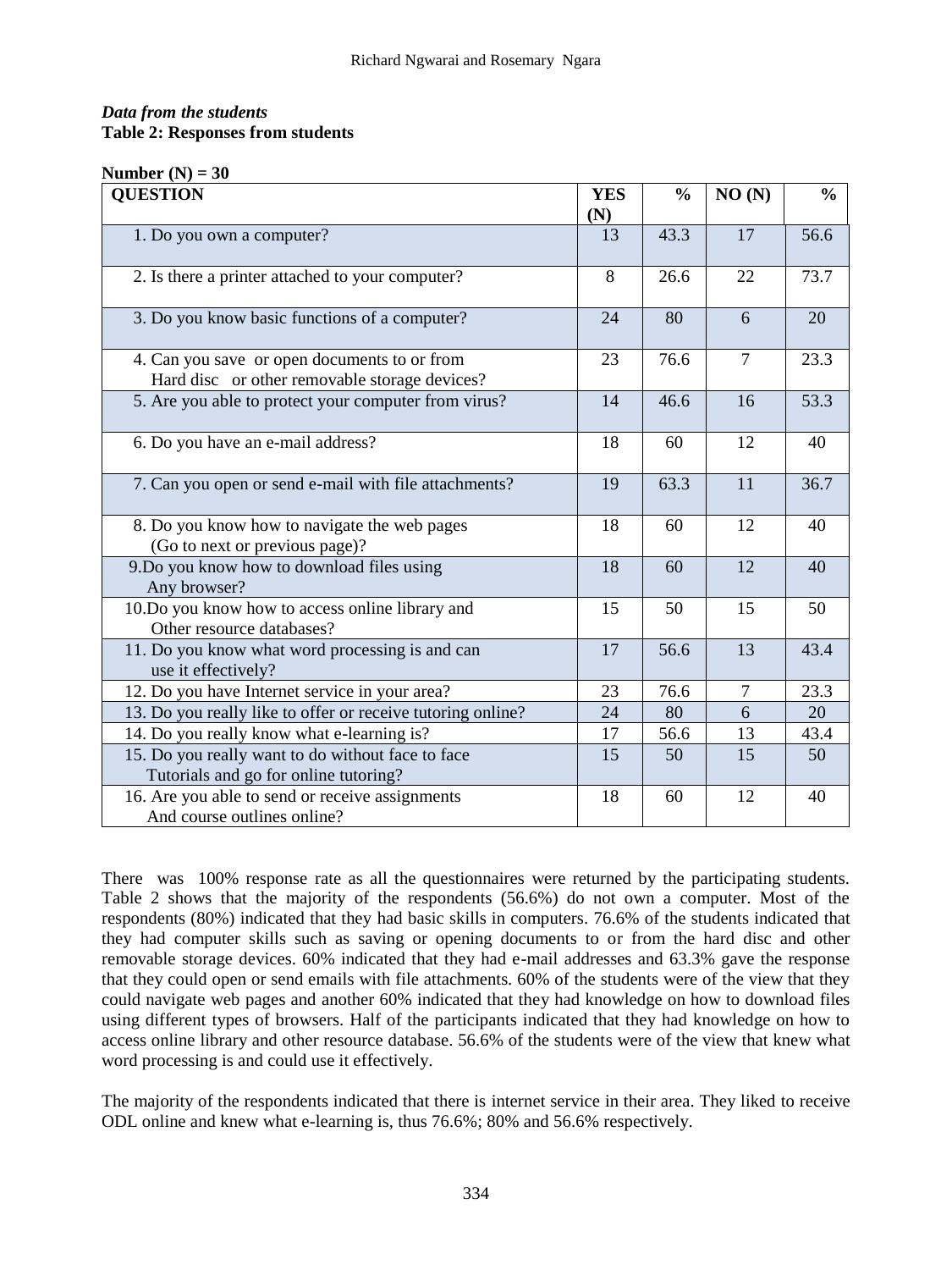*Data from the students*

**Table 2: Responses from students**

**Number (N) = 30**

| QUESTION | YES (N) | % | NO (N) | % |
|---|---|---|---|---|
| 1. Do you own a computer? | 13 | 43.3 | 17 | 56.6 |
| 2. Is there a printer attached to your computer? | 8 | 26.6 | 22 | 73.7 |
| 3. Do you know basic functions of a computer? | 24 | 80 | 6 | 20 |
| 4. Can you save or open documents to or from Hard disc or other removable storage devices? | 23 | 76.6 | 7 | 23.3 |
| 5. Are you able to protect your computer from virus? | 14 | 46.6 | 16 | 53.3 |
| 6. Do you have an e-mail address? | 18 | 60 | 12 | 40 |
| 7. Can you open or send e-mail with file attachments? | 19 | 63.3 | 11 | 36.7 |
| 8. Do you know how to navigate the web pages (Go to next or previous page)? | 18 | 60 | 12 | 40 |
| 9.Do you know how to download files using Any browser? | 18 | 60 | 12 | 40 |
| 10.Do you know how to access online library and Other resource databases? | 15 | 50 | 15 | 50 |
| 11. Do you know what word processing is and can use it effectively? | 17 | 56.6 | 13 | 43.4 |
| 12. Do you have Internet service in your area? | 23 | 76.6 | 7 | 23.3 |
| 13. Do you really like to offer or receive tutoring online? | 24 | 80 | 6 | 20 |
| 14. Do you really know what e-learning is? | 17 | 56.6 | 13 | 43.4 |
| 15. Do you really want to do without face to face Tutorials and go for online tutoring? | 15 | 50 | 15 | 50 |
| 16. Are you able to send or receive assignments And course outlines online? | 18 | 60 | 12 | 40 |

There was 100% response rate as all the questionnaires were returned by the participating students. Table 2 shows that the majority of the respondents (56.6%) do not own a computer. Most of the respondents (80%) indicated that they had basic skills in computers. 76.6% of the students indicated that they had computer skills such as saving or opening documents to or from the hard disc and other removable storage devices. 60% indicated that they had e-mail addresses and 63.3% gave the response that they could open or send emails with file attachments. 60% of the students were of the view that they could navigate web pages and another 60% indicated that they had knowledge on how to download files using different types of browsers. Half of the participants indicated that they had knowledge on how to access online library and other resource database. 56.6% of the students were of the view that knew what word processing is and could use it effectively.

The majority of the respondents indicated that there is internet service in their area. They liked to receive ODL online and knew what e-learning is, thus 76.6%; 80% and 56.6% respectively.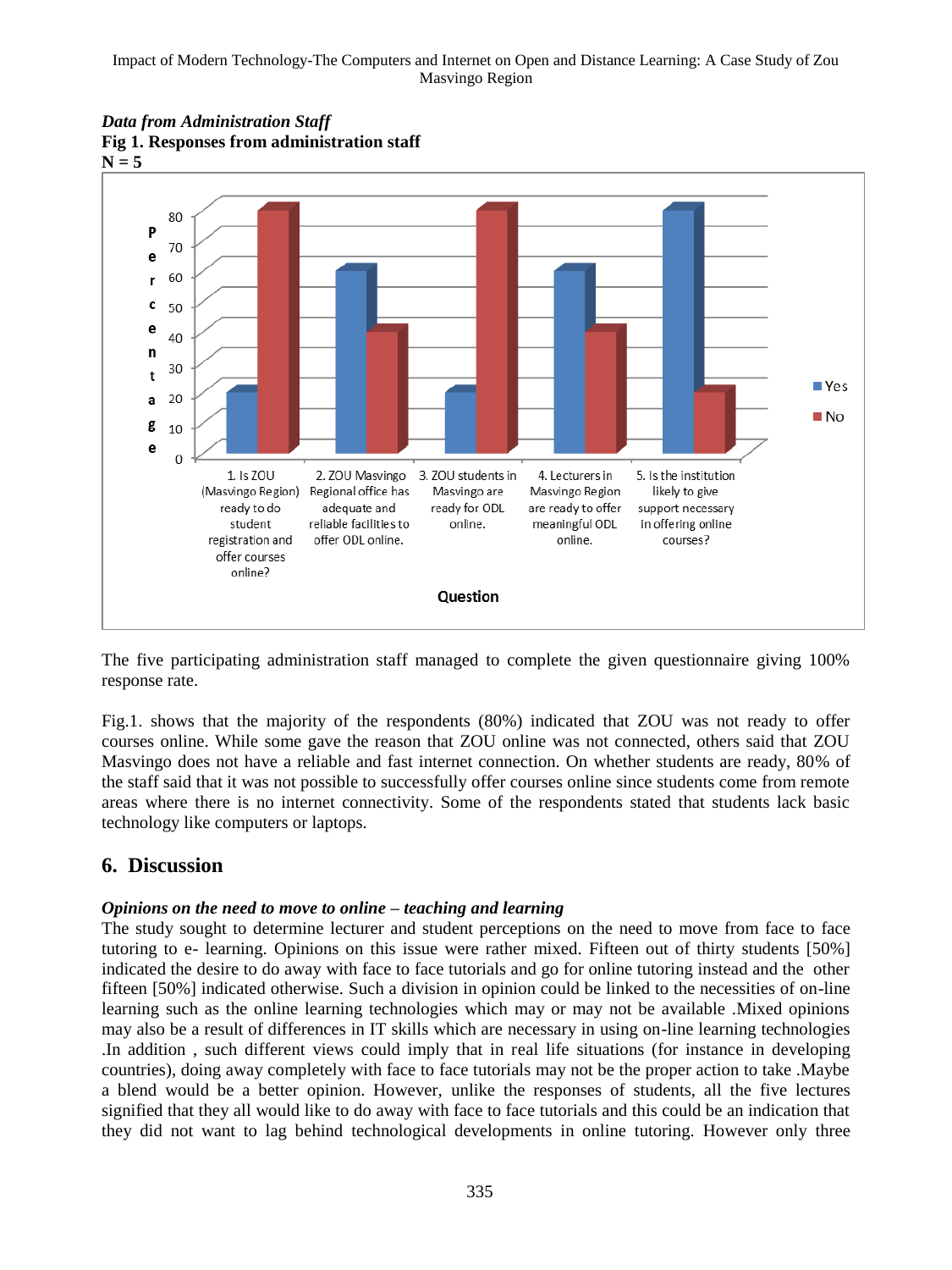***Data from Administration Staff***

**Fig 1. Responses from administration staff**

**N = 5**

| Question | Yes (%) | No (%) |
|---|---|---|
| 1. Is ZOU (Masvingo Region) ready to do student registration and offer courses online? | 20 | 80 |
| 2. ZOU Masvingo Regional office has adequate and reliable facilities to offer ODL online. | 60 | 40 |
| 3. ZOU students in Masvingo are ready for ODL online. | 20 | 80 |
| 4. Lecturers in Masvingo Region are ready to offer meaningful ODL online. | 60 | 40 |
| 5. Is the institution likely to give support necessary in offering online courses? | 80 | 20 |

The five participating administration staff managed to complete the given questionnaire giving 100% response rate.

Fig.1. shows that the majority of the respondents (80%) indicated that ZOU was not ready to offer courses online. While some gave the reason that ZOU online was not connected, others said that ZOU Masvingo does not have a reliable and fast internet connection. On whether students are ready, 80% of the staff said that it was not possible to successfully offer courses online since students come from remote areas where there is no internet connectivity. Some of the respondents stated that students lack basic technology like computers or laptops.

## 6. Discussion

***Opinions on the need to move to online – teaching and learning***

The study sought to determine lecturer and student perceptions on the need to move from face to face tutoring to e- learning. Opinions on this issue were rather mixed. Fifteen out of thirty students [50%] indicated the desire to do away with face to face tutorials and go for online tutoring instead and the other fifteen [50%] indicated otherwise. Such a division in opinion could be linked to the necessities of on-line learning such as the online learning technologies which may or may not be available .Mixed opinions may also be a result of differences in IT skills which are necessary in using on-line learning technologies .In addition , such different views could imply that in real life situations (for instance in developing countries), doing away completely with face to face tutorials may not be the proper action to take .Maybe a blend would be a better opinion. However, unlike the responses of students, all the five lectures signified that they all would like to do away with face to face tutorials and this could be an indication that they did not want to lag behind technological developments in online tutoring. However only three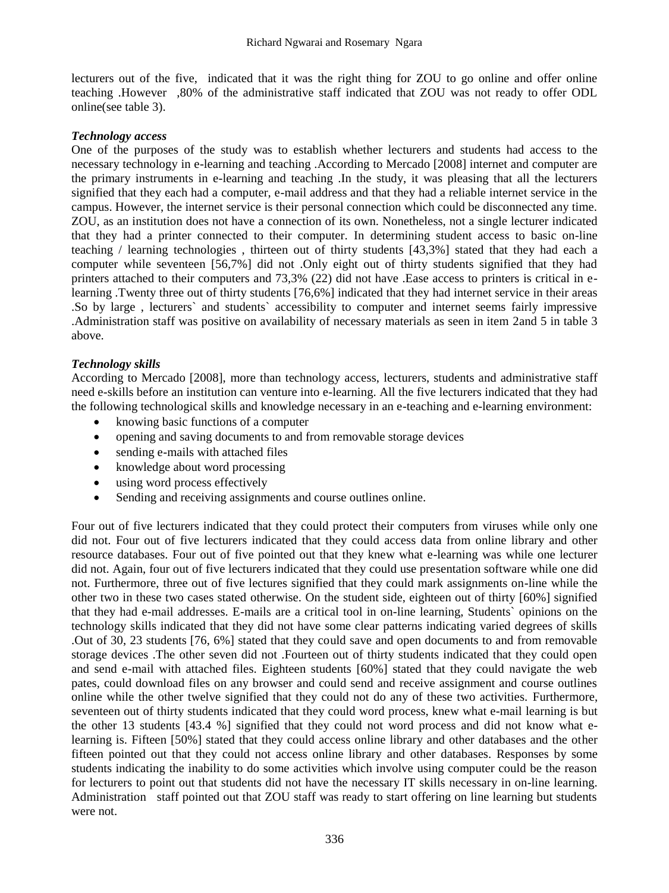lecturers out of the five, indicated that it was the right thing for ZOU to go online and offer online teaching .However ,80% of the administrative staff indicated that ZOU was not ready to offer ODL online(see table 3).

***Technology access***

One of the purposes of the study was to establish whether lecturers and students had access to the necessary technology in e-learning and teaching .According to Mercado [2008] internet and computer are the primary instruments in e-learning and teaching .In the study, it was pleasing that all the lecturers signified that they each had a computer, e-mail address and that they had a reliable internet service in the campus. However, the internet service is their personal connection which could be disconnected any time. ZOU, as an institution does not have a connection of its own. Nonetheless, not a single lecturer indicated that they had a printer connected to their computer. In determining student access to basic on-line teaching / learning technologies , thirteen out of thirty students [43,3%] stated that they had each a computer while seventeen [56,7%] did not .Only eight out of thirty students signified that they had printers attached to their computers and 73,3% (22) did not have .Ease access to printers is critical in e-learning .Twenty three out of thirty students [76,6%] indicated that they had internet service in their areas .So by large , lecturers` and students` accessibility to computer and internet seems fairly impressive .Administration staff was positive on availability of necessary materials as seen in item 2and 5 in table 3 above.

***Technology skills***

According to Mercado [2008], more than technology access, lecturers, students and administrative staff need e-skills before an institution can venture into e-learning. All the five lecturers indicated that they had the following technological skills and knowledge necessary in an e-teaching and e-learning environment:

- knowing basic functions of a computer
- opening and saving documents to and from removable storage devices
- sending e-mails with attached files
- knowledge about word processing
- using word process effectively
- Sending and receiving assignments and course outlines online.

Four out of five lecturers indicated that they could protect their computers from viruses while only one did not. Four out of five lecturers indicated that they could access data from online library and other resource databases. Four out of five pointed out that they knew what e-learning was while one lecturer did not. Again, four out of five lecturers indicated that they could use presentation software while one did not. Furthermore, three out of five lectures signified that they could mark assignments on-line while the other two in these two cases stated otherwise. On the student side, eighteen out of thirty [60%] signified that they had e-mail addresses. E-mails are a critical tool in on-line learning, Students` opinions on the technology skills indicated that they did not have some clear patterns indicating varied degrees of skills .Out of 30, 23 students [76, 6%] stated that they could save and open documents to and from removable storage devices .The other seven did not .Fourteen out of thirty students indicated that they could open and send e-mail with attached files. Eighteen students [60%] stated that they could navigate the web pates, could download files on any browser and could send and receive assignment and course outlines online while the other twelve signified that they could not do any of these two activities. Furthermore, seventeen out of thirty students indicated that they could word process, knew what e-mail learning is but the other 13 students [43.4 %] signified that they could not word process and did not know what e-learning is. Fifteen [50%] stated that they could access online library and other databases and the other fifteen pointed out that they could not access online library and other databases. Responses by some students indicating the inability to do some activities which involve using computer could be the reason for lecturers to point out that students did not have the necessary IT skills necessary in on-line learning. Administration staff pointed out that ZOU staff was ready to start offering on line learning but students were not.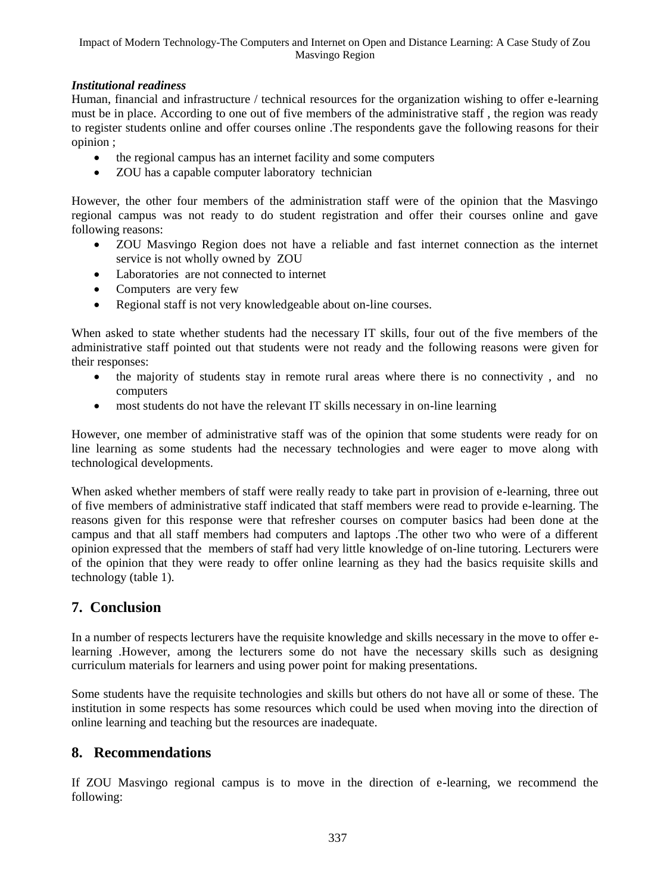### *Institutional readiness*

Human, financial and infrastructure / technical resources for the organization wishing to offer e-learning must be in place. According to one out of five members of the administrative staff , the region was ready to register students online and offer courses online .The respondents gave the following reasons for their opinion ;

- the regional campus has an internet facility and some computers
- ZOU has a capable computer laboratory technician

However, the other four members of the administration staff were of the opinion that the Masvingo regional campus was not ready to do student registration and offer their courses online and gave following reasons:

- ZOU Masvingo Region does not have a reliable and fast internet connection as the internet service is not wholly owned by ZOU
- Laboratories are not connected to internet
- Computers are very few
- Regional staff is not very knowledgeable about on-line courses.

When asked to state whether students had the necessary IT skills, four out of the five members of the administrative staff pointed out that students were not ready and the following reasons were given for their responses:

- the majority of students stay in remote rural areas where there is no connectivity , and no computers
- most students do not have the relevant IT skills necessary in on-line learning

However, one member of administrative staff was of the opinion that some students were ready for on line learning as some students had the necessary technologies and were eager to move along with technological developments.

When asked whether members of staff were really ready to take part in provision of e-learning, three out of five members of administrative staff indicated that staff members were read to provide e-learning. The reasons given for this response were that refresher courses on computer basics had been done at the campus and that all staff members had computers and laptops .The other two who were of a different opinion expressed that the members of staff had very little knowledge of on-line tutoring. Lecturers were of the opinion that they were ready to offer online learning as they had the basics requisite skills and technology (table 1).

## 7. Conclusion

In a number of respects lecturers have the requisite knowledge and skills necessary in the move to offer e-learning .However, among the lecturers some do not have the necessary skills such as designing curriculum materials for learners and using power point for making presentations.

Some students have the requisite technologies and skills but others do not have all or some of these. The institution in some respects has some resources which could be used when moving into the direction of online learning and teaching but the resources are inadequate.

## 8. Recommendations

If ZOU Masvingo regional campus is to move in the direction of e-learning, we recommend the following: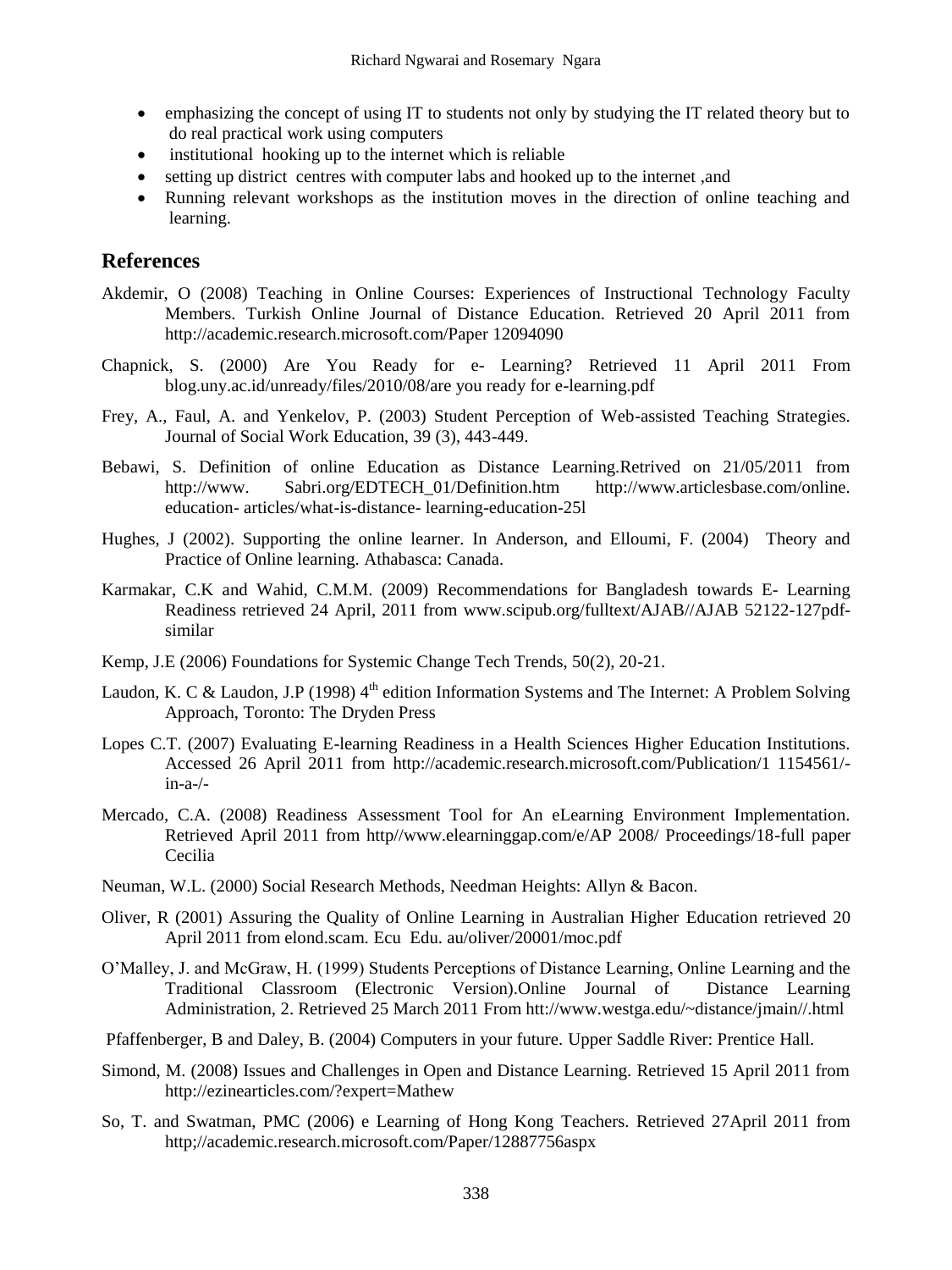- emphasizing the concept of using IT to students not only by studying the IT related theory but to do real practical work using computers
- institutional hooking up to the internet which is reliable
- setting up district centres with computer labs and hooked up to the internet ,and
- Running relevant workshops as the institution moves in the direction of online teaching and learning.

## References

Akdemir, O (2008) Teaching in Online Courses: Experiences of Instructional Technology Faculty Members. Turkish Online Journal of Distance Education. Retrieved 20 April 2011 from http://academic.research.microsoft.com/Paper 12094090

Chapnick, S. (2000) Are You Ready for e- Learning? Retrieved 11 April 2011 From blog.uny.ac.id/unready/files/2010/08/are you ready for e-learning.pdf

Frey, A., Faul, A. and Yenkelov, P. (2003) Student Perception of Web-assisted Teaching Strategies. Journal of Social Work Education, 39 (3), 443-449.

Bebawi, S. Definition of online Education as Distance Learning.Retrived on 21/05/2011 from http://www. Sabri.org/EDTECH_01/Definition.htm http://www.articlesbase.com/online. education- articles/what-is-distance- learning-education-25l

Hughes, J (2002). Supporting the online learner. In Anderson, and Elloumi, F. (2004) Theory and Practice of Online learning. Athabasca: Canada.

Karmakar, C.K and Wahid, C.M.M. (2009) Recommendations for Bangladesh towards E- Learning Readiness retrieved 24 April, 2011 from www.scipub.org/fulltext/AJAB//AJAB 52122-127pdf-similar

Kemp, J.E (2006) Foundations for Systemic Change Tech Trends, 50(2), 20-21.

Laudon, K. C & Laudon, J.P (1998) 4th edition Information Systems and The Internet: A Problem Solving Approach, Toronto: The Dryden Press

Lopes C.T. (2007) Evaluating E-learning Readiness in a Health Sciences Higher Education Institutions. Accessed 26 April 2011 from http://academic.research.microsoft.com/Publication/1 1154561/-in-a-/-

Mercado, C.A. (2008) Readiness Assessment Tool for An eLearning Environment Implementation. Retrieved April 2011 from http//www.elearninggap.com/e/AP 2008/ Proceedings/18-full paper Cecilia

Neuman, W.L. (2000) Social Research Methods, Needman Heights: Allyn & Bacon.

Oliver, R (2001) Assuring the Quality of Online Learning in Australian Higher Education retrieved 20 April 2011 from elond.scam. Ecu Edu. au/oliver/20001/moc.pdf

O'Malley, J. and McGraw, H. (1999) Students Perceptions of Distance Learning, Online Learning and the Traditional Classroom (Electronic Version).Online Journal of Distance Learning Administration, 2. Retrieved 25 March 2011 From htt://www.westga.edu/~distance/jmain//.html

Pfaffenberger, B and Daley, B. (2004) Computers in your future. Upper Saddle River: Prentice Hall.

Simond, M. (2008) Issues and Challenges in Open and Distance Learning. Retrieved 15 April 2011 from http://ezinearticles.com/?expert=Mathew

So, T. and Swatman, PMC (2006) e Learning of Hong Kong Teachers. Retrieved 27April 2011 from http;//academic.research.microsoft.com/Paper/12887756aspx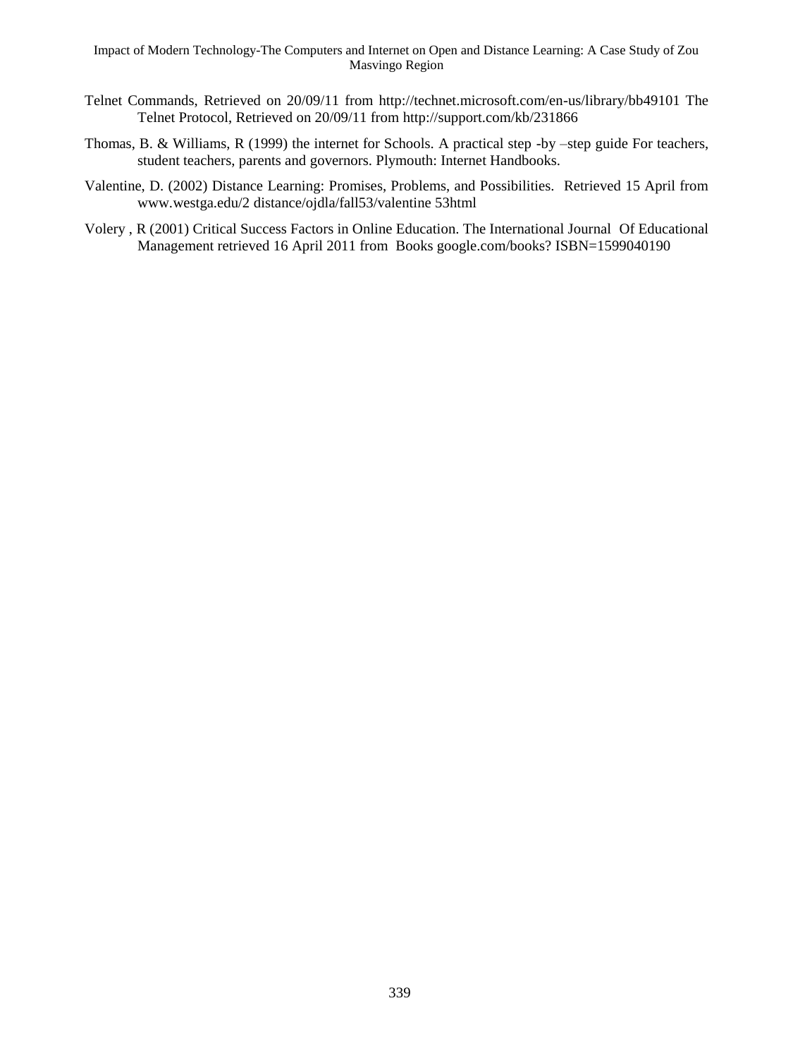Telnet Commands, Retrieved on 20/09/11 from http://technet.microsoft.com/en-us/library/bb49101 The Telnet Protocol, Retrieved on 20/09/11 from http://support.com/kb/231866

Thomas, B. & Williams, R (1999) the internet for Schools. A practical step -by –step guide For teachers, student teachers, parents and governors. Plymouth: Internet Handbooks.

Valentine, D. (2002) Distance Learning: Promises, Problems, and Possibilities. Retrieved 15 April from www.westga.edu/2 distance/ojdla/fall53/valentine 53html

Volery , R (2001) Critical Success Factors in Online Education. The International Journal Of Educational Management retrieved 16 April 2011 from Books google.com/books? ISBN=1599040190